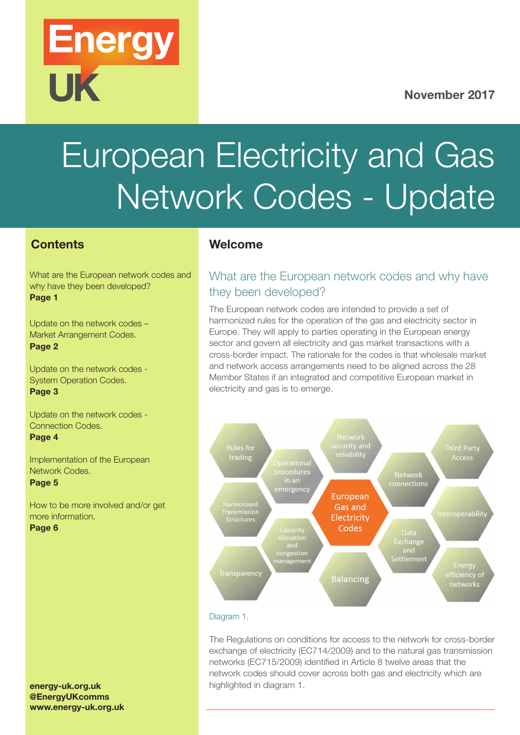Energy UK

November 2017

# European Electricity and Gas Network Codes - Update

## Contents

What are the European network codes and why have they been developed?
**Page 1**

Update on the network codes – Market Arrangement Codes.
**Page 2**

Update on the network codes - System Operation Codes.
**Page 3**

Update on the network codes - Connection Codes.
**Page 4**

Implementation of the European Network Codes.
**Page 5**

How to be more involved and/or get more information.
**Page 6**

**energy-uk.org.uk**
**@EnergyUKcomms**
**www.energy-uk.org.uk**

## Welcome

### What are the European network codes and why have they been developed?

The European network codes are intended to provide a set of harmonized rules for the operation of the gas and electricity sector in Europe. They will apply to parties operating in the European energy sector and govern all electricity and gas market transactions with a cross-border impact. The rationale for the codes is that wholesale market and network access arrangements need to be aligned across the 28 Member States if an integrated and competitive European market in electricity and gas is to emerge.

European Gas and Electricity Codes: Rules for trading; Operational procedures in an emergency; Network security and reliability; Network connections; Third Party Access; Harmonised Transmission Structures; Capacity allocation and congestion management; Interoperability; Data Exchange and Settlement; Transparency; Balancing; Energy efficiency of networks

Diagram 1.

The Regulations on conditions for access to the network for cross-border exchange of electricity (EC714/2009) and to the natural gas transmission networks (EC715/2009) identified in Article 8 twelve areas that the network codes should cover across both gas and electricity which are highlighted in diagram 1.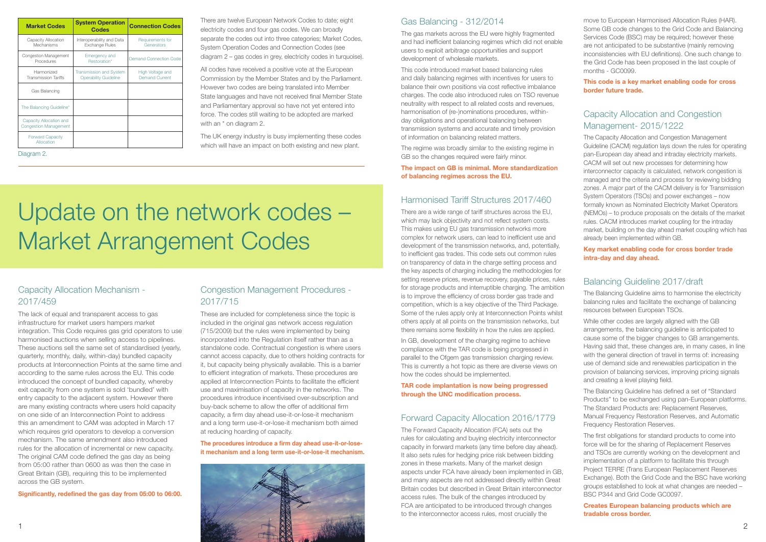| Market Codes | System Operation Codes | Connection Codes |
|---|---|---|
| Capacity Allocation Mechanisms | Interoperability and Data Exchange Rules | Requirements for Generators |
| Congestion Management Procedures | Emergency and Restoration* | Demand Connection Code |
| Harmonized Transmission Tariffs | Transmission and System Operability Guideline | High Voltage and Demand Current |
| Gas Balancing | | |
| The Balancing Guideline* | | |
| Capacity Allocation and Congestion Management | | |
| Forward Capacity Allocation | | |

Diagram 2.

There are twelve European Network Codes to date; eight electricity codes and four gas codes. We can broadly separate the codes out into three categories; Market Codes, System Operation Codes and Connection Codes (see diagram 2 – gas codes in grey, electricity codes in turquoise).

All codes have received a positive vote at the European Commission by the Member States and by the Parliament. However two codes are being translated into Member State languages and have not received final Member State and Parliamentary approval so have not yet entered into force. The codes still waiting to be adopted are marked with an * on diagram 2.

The UK energy industry is busy implementing these codes which will have an impact on both existing and new plant.

# Update on the network codes – Market Arrangement Codes

## Capacity Allocation Mechanism - 2017/459

The lack of equal and transparent access to gas infrastructure for market users hampers market integration. This Code requires gas grid operators to use harmonised auctions when selling access to pipelines. These auctions sell the same set of standardised (yearly, quarterly, monthly, daily, within-day) bundled capacity products at Interconnection Points at the same time and according to the same rules across the EU. This code introduced the concept of bundled capacity, whereby exit capacity from one system is sold 'bundled' with entry capacity to the adjacent system. However there are many existing contracts where users hold capacity on one side of an Interconnection Point to address this an amendment to CAM was adopted in March 17 which requires grid operators to develop a conversion mechanism. The same amendment also introduced rules for the allocation of incremental or new capacity. The original CAM code defined the gas day as being from 05:00 rather than 0600 as was then the case in Great Britain (GB), requiring this to be implemented across the GB system.

**Significantly, redefined the gas day from 05:00 to 06:00.**

## Congestion Management Procedures - 2017/715

These are included for completeness since the topic is included in the original gas network access regulation (715/2009) but the rules were implemented by being incorporated into the Regulation itself rather than as a standalone code. Contractual congestion is where users cannot access capacity, due to others holding contracts for it, but capacity being physically available. This is a barrier to efficient integration of markets. These procedures are applied at Interconnection Points to facilitate the efficient use and maximisation of capacity in the networks. The procedures introduce incentivised over-subscription and buy-back scheme to allow the offer of additional firm capacity, a firm day ahead use-it-or-lose-it mechanism and a long term use-it-or-lose-it mechanism both aimed at reducing hoarding of capacity.

**The procedures introduce a firm day ahead use-it-or-lose-it mechanism and a long term use-it-or-lose-it mechanism.**

## Gas Balancing - 312/2014

The gas markets across the EU were highly fragmented and had inefficient balancing regimes which did not enable users to exploit arbitrage opportunities and support development of wholesale markets.

This code introduced market based balancing rules and daily balancing regimes with incentives for users to balance their own positions via cost reflective imbalance charges. The code also introduced rules on TSO revenue neutrality with respect to all related costs and revenues, harmonisation of (re-)nominations procedures, within-day obligations and operational balancing between transmission systems and accurate and timely provision of information on balancing related matters.

The regime was broadly similar to the existing regime in GB so the changes required were fairly minor.

**The impact on GB is minimal. More standardization of balancing regimes across the EU.**

## Harmonised Tariff Structures 2017/460

There are a wide range of tariff structures across the EU, which may lack objectivity and not reflect system costs. This makes using EU gas transmission networks more complex for network users, can lead to inefficient use and development of the transmission networks, and, potentially, to inefficient gas trades. This code sets out common rules on transparency of data in the charge setting process and the key aspects of charging including the methodologies for setting reserve prices, revenue recovery, payable prices, rules for storage products and interruptible charging. The ambition is to improve the efficiency of cross border gas trade and competition, which is a key objective of the Third Package. Some of the rules apply only at Interconnection Points whilst others apply at all points on the transmission networks, but there remains some flexibility in how the rules are applied.

In GB, development of the charging regime to achieve compliance with the TAR code is being progressed in parallel to the Ofgem gas transmission charging review. This is currently a hot topic as there are diverse views on how the codes should be implemented.

**TAR code implantation is now being progressed through the UNC modification process.**

## Forward Capacity Allocation 2016/1779

The Forward Capacity Allocation (FCA) sets out the rules for calculating and buying electricity interconnector capacity in forward markets (any time before day ahead). It also sets rules for hedging price risk between bidding zones in these markets. Many of the market design aspects under FCA have already been implemented in GB, and many aspects are not addressed directly within Great Britain codes but described in Great Britain interconnector access rules. The bulk of the changes introduced by FCA are anticipated to be introduced through changes to the interconnector access rules, most crucially the move to European Harmonised Allocation Rules (HAR). Some GB code changes to the Grid Code and Balancing Services Code (BSC) may be required; however these are not anticipated to be substantive (mainly removing inconsistencies with EU definitions). One such change to the Grid Code has been proposed in the last couple of months - GC0099.

**This code is a key market enabling code for cross border future trade.**

## Capacity Allocation and Congestion Management- 2015/1222

The Capacity Allocation and Congestion Management Guideline (CACM) regulation lays down the rules for operating pan-European day ahead and intraday electricity markets. CACM will set out new processes for determining how interconnector capacity is calculated, network congestion is managed and the criteria and process for reviewing bidding zones. A major part of the CACM delivery is for Transmission System Operators (TSOs) and power exchanges – now formally known as Nominated Electricity Market Operators (NEMOs) – to produce proposals on the details of the market rules. CACM introduces market coupling for the intraday market, building on the day ahead market coupling which has already been implemented within GB.

**Key market enabling code for cross border trade intra-day and day ahead.**

## Balancing Guideline 2017/draft

The Balancing Guideline aims to harmonise the electricity balancing rules and facilitate the exchange of balancing resources between European TSOs.

While other codes are largely aligned with the GB arrangements, the balancing guideline is anticipated to cause some of the bigger changes to GB arrangements. Having said that, these changes are, in many cases, in line with the general direction of travel in terms of: increasing use of demand side and renewables participation in the provision of balancing services, improving pricing signals and creating a level playing field.

The Balancing Guideline has defined a set of "Standard Products" to be exchanged using pan-European platforms. The Standard Products are: Replacement Reserves, Manual Frequency Restoration Reserves, and Automatic Frequency Restoration Reserves.

The first obligations for standard products to come into force will be for the sharing of Replacement Reserves and TSOs are currently working on the development and implementation of a platform to facilitate this through Project TERRE (Trans European Replacement Reserves Exchange). Both the Grid Code and the BSC have working groups established to look at what changes are needed – BSC P344 and Grid Code GC0097.

**Creates European balancing products which are tradable cross border.**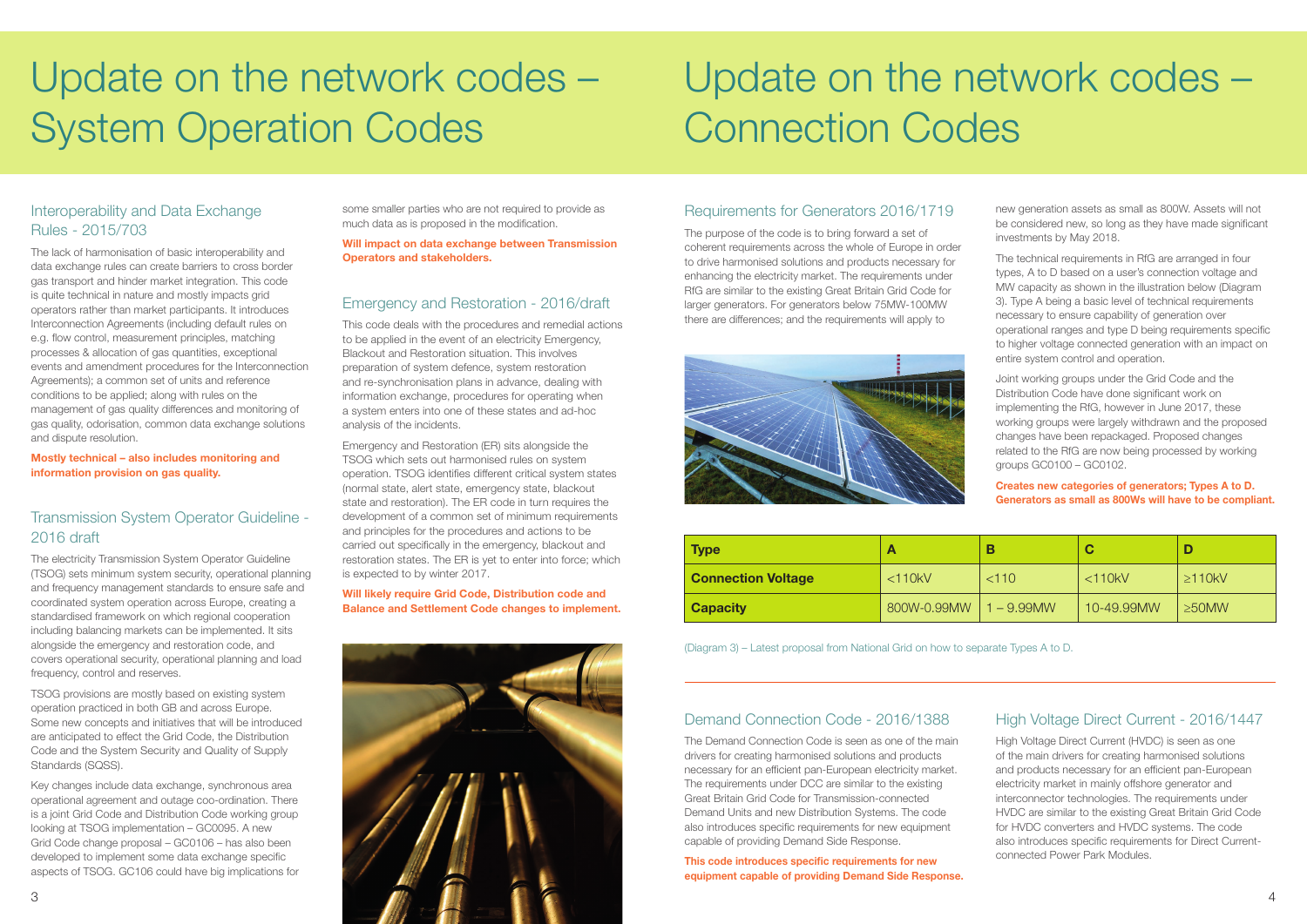# Update on the network codes – System Operation Codes

## Interoperability and Data Exchange Rules - 2015/703

The lack of harmonisation of basic interoperability and data exchange rules can create barriers to cross border gas transport and hinder market integration. This code is quite technical in nature and mostly impacts grid operators rather than market participants. It introduces Interconnection Agreements (including default rules on e.g. flow control, measurement principles, matching processes & allocation of gas quantities, exceptional events and amendment procedures for the Interconnection Agreements); a common set of units and reference conditions to be applied; along with rules on the management of gas quality differences and monitoring of gas quality, odorisation, common data exchange solutions and dispute resolution.

**Mostly technical – also includes monitoring and information provision on gas quality.**

## Transmission System Operator Guideline - 2016 draft

The electricity Transmission System Operator Guideline (TSOG) sets minimum system security, operational planning and frequency management standards to ensure safe and coordinated system operation across Europe, creating a standardised framework on which regional cooperation including balancing markets can be implemented. It sits alongside the emergency and restoration code, and covers operational security, operational planning and load frequency, control and reserves.

TSOG provisions are mostly based on existing system operation practiced in both GB and across Europe. Some new concepts and initiatives that will be introduced are anticipated to effect the Grid Code, the Distribution Code and the System Security and Quality of Supply Standards (SQSS).

Key changes include data exchange, synchronous area operational agreement and outage coo-ordination. There is a joint Grid Code and Distribution Code working group looking at TSOG implementation – GC0095. A new Grid Code change proposal – GC0106 – has also been developed to implement some data exchange specific aspects of TSOG. GC106 could have big implications for some smaller parties who are not required to provide as much data as is proposed in the modification.

**Will impact on data exchange between Transmission Operators and stakeholders.**

## Emergency and Restoration - 2016/draft

This code deals with the procedures and remedial actions to be applied in the event of an electricity Emergency, Blackout and Restoration situation. This involves preparation of system defence, system restoration and re-synchronisation plans in advance, dealing with information exchange, procedures for operating when a system enters into one of these states and ad-hoc analysis of the incidents.

Emergency and Restoration (ER) sits alongside the TSOG which sets out harmonised rules on system operation. TSOG identifies different critical system states (normal state, alert state, emergency state, blackout state and restoration). The ER code in turn requires the development of a common set of minimum requirements and principles for the procedures and actions to be carried out specifically in the emergency, blackout and restoration states. The ER is yet to enter into force; which is expected to by winter 2017.

**Will likely require Grid Code, Distribution code and Balance and Settlement Code changes to implement.**

# Update on the network codes – Connection Codes

## Requirements for Generators 2016/1719

The purpose of the code is to bring forward a set of coherent requirements across the whole of Europe in order to drive harmonised solutions and products necessary for enhancing the electricity market. The requirements under RfG are similar to the existing Great Britain Grid Code for larger generators. For generators below 75MW-100MW there are differences; and the requirements will apply to new generation assets as small as 800W. Assets will not be considered new, so long as they have made significant investments by May 2018.

The technical requirements in RfG are arranged in four types, A to D based on a user's connection voltage and MW capacity as shown in the illustration below (Diagram 3). Type A being a basic level of technical requirements necessary to ensure capability of generation over operational ranges and type D being requirements specific to higher voltage connected generation with an impact on entire system control and operation.

Joint working groups under the Grid Code and the Distribution Code have done significant work on implementing the RfG, however in June 2017, these working groups were largely withdrawn and the proposed changes have been repackaged. Proposed changes related to the RfG are now being processed by working groups GC0100 – GC0102.

**Creates new categories of generators; Types A to D. Generators as small as 800Ws will have to be compliant.**

| Type | A | B | C | D |
|---|---|---|---|---|
| Connection Voltage | <110kV | <110 | <110kV | ≥110kV |
| Capacity | 800W-0.99MW | 1 – 9.99MW | 10-49.99MW | ≥50MW |

(Diagram 3) – Latest proposal from National Grid on how to separate Types A to D.

## Demand Connection Code - 2016/1388

The Demand Connection Code is seen as one of the main drivers for creating harmonised solutions and products necessary for an efficient pan-European electricity market. The requirements under DCC are similar to the existing Great Britain Grid Code for Transmission-connected Demand Units and new Distribution Systems. The code also introduces specific requirements for new equipment capable of providing Demand Side Response.

**This code introduces specific requirements for new equipment capable of providing Demand Side Response.**

## High Voltage Direct Current - 2016/1447

High Voltage Direct Current (HVDC) is seen as one of the main drivers for creating harmonised solutions and products necessary for an efficient pan-European electricity market in mainly offshore generator and interconnector technologies. The requirements under HVDC are similar to the existing Great Britain Grid Code for HVDC converters and HVDC systems. The code also introduces specific requirements for Direct Current-connected Power Park Modules.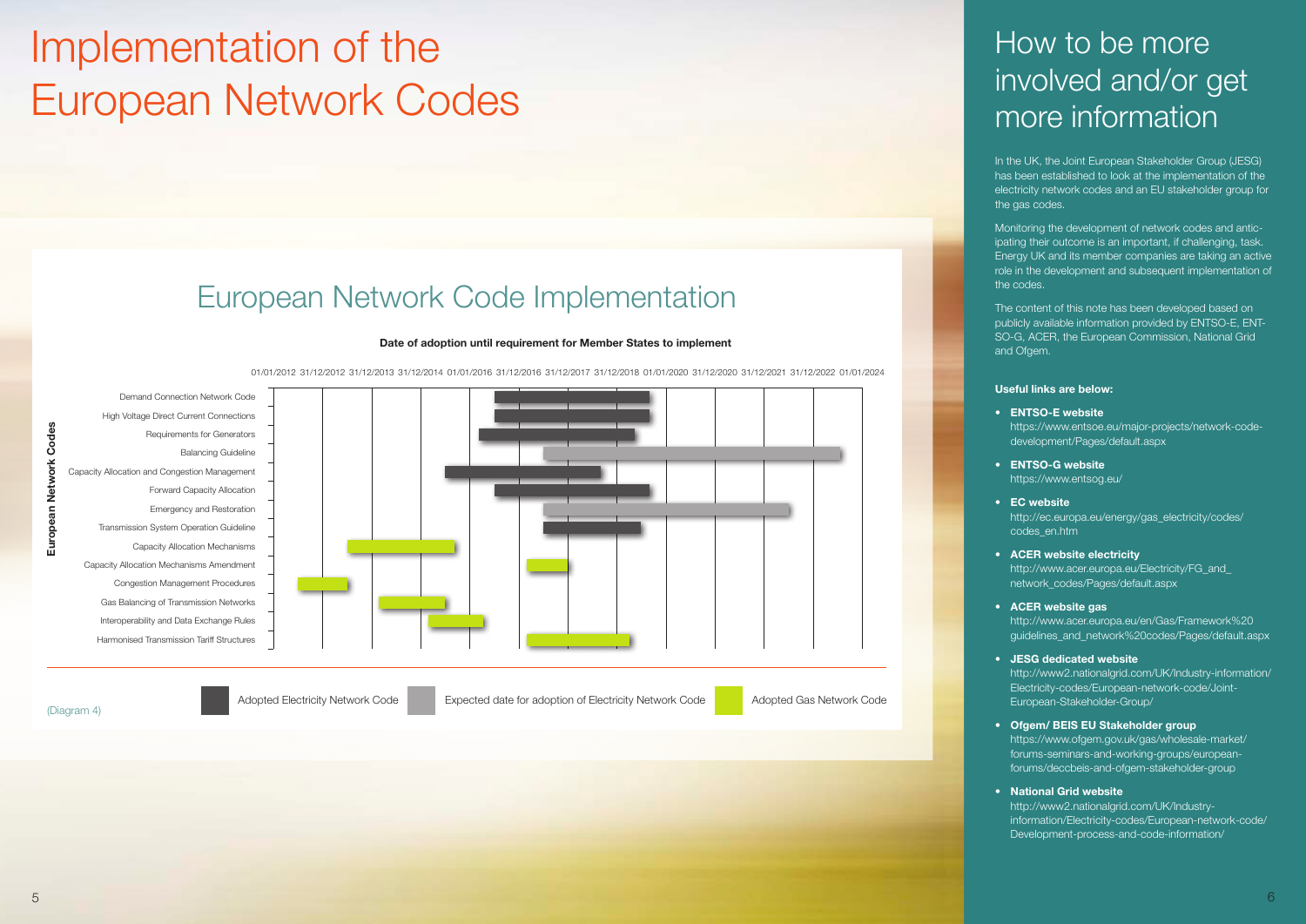# Implementation of the European Network Codes

## European Network Code Implementation

**Date of adoption until requirement for Member States to implement**

01/01/2012 31/12/2012 31/12/2013 31/12/2014 01/01/2016 31/12/2016 31/12/2017 31/12/2018 01/01/2020 31/12/2020 31/12/2021 31/12/2022 01/01/2024

**European Network Codes**

- Demand Connection Network Code
- High Voltage Direct Current Connections
- Requirements for Generators
- Balancing Guideline
- Capacity Allocation and Congestion Management
- Forward Capacity Allocation
- Emergency and Restoration
- Transmission System Operation Guideline
- Capacity Allocation Mechanisms
- Capacity Allocation Mechanisms Amendment
- Congestion Management Procedures
- Gas Balancing of Transmission Networks
- Interoperability and Data Exchange Rules
- Harmonised Transmission Tariff Structures

Adopted Electricity Network Code | Expected date for adoption of Electricity Network Code | Adopted Gas Network Code

(Diagram 4)

# How to be more involved and/or get more information

In the UK, the Joint European Stakeholder Group (JESG) has been established to look at the implementation of the electricity network codes and an EU stakeholder group for the gas codes.

Monitoring the development of network codes and anticipating their outcome is an important, if challenging, task. Energy UK and its member companies are taking an active role in the development and subsequent implementation of the codes.

The content of this note has been developed based on publicly available information provided by ENTSO-E, ENTSO-G, ACER, the European Commission, National Grid and Ofgem.

**Useful links are below:**

- **ENTSO-E website**
  https://www.entsoe.eu/major-projects/network-code-development/Pages/default.aspx
- **ENTSO-G website**
  https://www.entsog.eu/
- **EC website**
  http://ec.europa.eu/energy/gas_electricity/codes/codes_en.htm
- **ACER website electricity**
  http://www.acer.europa.eu/Electricity/FG_and_network_codes/Pages/default.aspx
- **ACER website gas**
  http://www.acer.europa.eu/en/Gas/Framework%20guidelines_and_network%20codes/Pages/default.aspx
- **JESG dedicated website**
  http://www2.nationalgrid.com/UK/Industry-information/Electricity-codes/European-network-code/Joint-European-Stakeholder-Group/
- **Ofgem/ BEIS EU Stakeholder group**
  https://www.ofgem.gov.uk/gas/wholesale-market/forums-seminars-and-working-groups/european-forums/deccbeis-and-ofgem-stakeholder-group
- **National Grid website**
  http://www2.nationalgrid.com/UK/Industry-information/Electricity-codes/European-network-code/Development-process-and-code-information/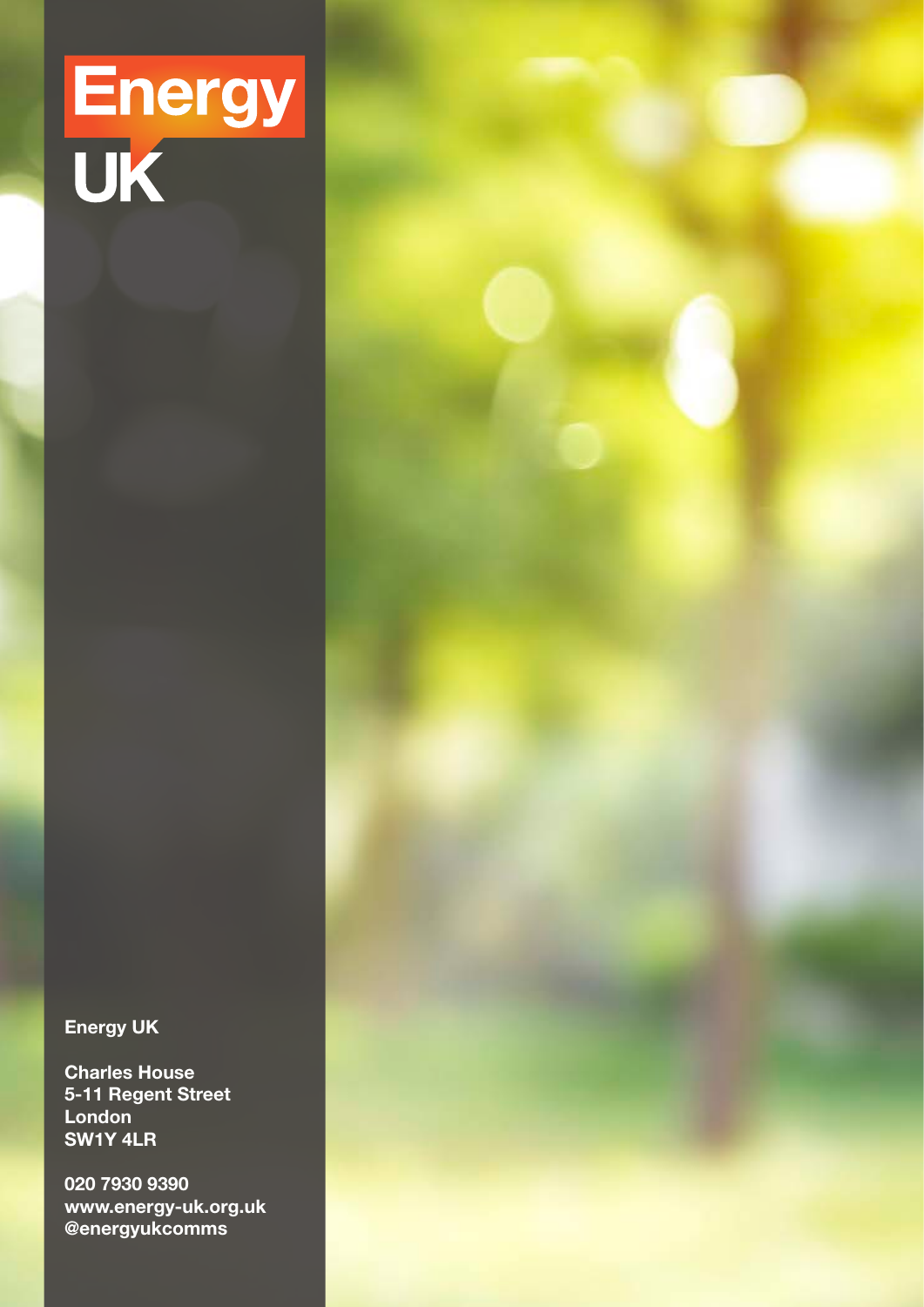Energy UK

**Energy UK**

**Charles House**
**5-11 Regent Street**
**London**
**SW1Y 4LR**

**020 7930 9390**
**www.energy-uk.org.uk**
**@energyukcomms**